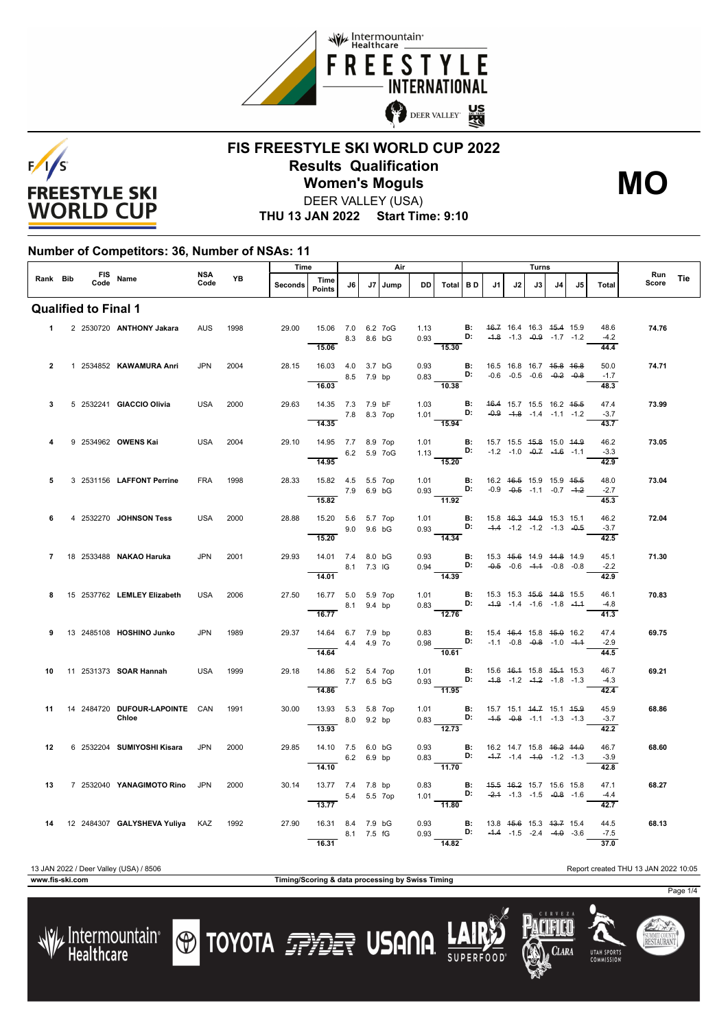# FIS FREESTYLE SKI WORLD CUP 2022

## Results Qualification

## Women's Moguls

**MO**

DEER VALLEY (USA)

**THU 13 JAN 2022 Start Time: 9:10**

### Number of Competitors: 36, Number of NSAs: 11

| Rank | Bib | FIS Code | Name | NSA Code | YB | Time Seconds | Time Points | J6 | J7 | Jump | DD | Air Total | B D | J1 | J2 | J3 | J4 | J5 | Turns Total | Run Score | Tie |
|---|---|---|---|---|---|---|---|---|---|---|---|---|---|---|---|---|---|---|---|---|---|
| **Qualified to Final 1** | | | | | | | | | | | | | | | | | | | | | |
| 1 | 2 | 2530720 | **ANTHONY Jakara** | AUS | 1998 | 29.00 | 15.06 | 7.0 | 6.2 | 7oG | 1.13 | | B: | ~~16.7~~ | 16.4 | 16.3 | ~~15.4~~ | 15.9 | 48.6 | **74.76** | |
| | | | | | | | | 8.3 | 8.6 | bG | 0.93 | | D: | ~~-1.8~~ | -1.3 | ~~-0.9~~ | -1.7 | -1.2 | -4.2 | | |
| | | | | | | | 15.06 | | | | | 15.30 | | | | | | | 44.4 | | |
| 2 | 1 | 2534852 | **KAWAMURA Anri** | JPN | 2004 | 28.15 | 16.03 | 4.0 | 3.7 | bG | 0.93 | | B: | 16.5 | 16.8 | 16.7 | ~~15.8~~ | ~~16.8~~ | 50.0 | **74.71** | |
| | | | | | | | | 8.5 | 7.9 | bp | 0.83 | | D: | -0.6 | -0.5 | -0.6 | ~~-0.2~~ | ~~-0.8~~ | -1.7 | | |
| | | | | | | | 16.03 | | | | | 10.38 | | | | | | | 48.3 | | |
| 3 | 5 | 2532241 | **GIACCIO Olivia** | USA | 2000 | 29.63 | 14.35 | 7.3 | 7.9 | bF | 1.03 | | B: | ~~16.4~~ | 15.7 | 15.5 | 16.2 | ~~15.5~~ | 47.4 | **73.99** | |
| | | | | | | | | 7.8 | 8.3 | 7op | 1.01 | | D: | ~~-0.9~~ | ~~-1.8~~ | -1.4 | -1.1 | -1.2 | -3.7 | | |
| | | | | | | | 14.35 | | | | | 15.94 | | | | | | | 43.7 | | |
| 4 | 9 | 2534962 | **OWENS Kai** | USA | 2004 | 29.10 | 14.95 | 7.7 | 8.9 | 7op | 1.01 | | B: | 15.7 | 15.5 | ~~15.8~~ | 15.0 | ~~14.9~~ | 46.2 | **73.05** | |
| | | | | | | | | 6.2 | 5.9 | 7oG | 1.13 | | D: | -1.2 | -1.0 | ~~-0.7~~ | ~~-1.6~~ | -1.1 | -3.3 | | |
| | | | | | | | 14.95 | | | | | 15.20 | | | | | | | 42.9 | | |
| 5 | 3 | 2531156 | **LAFFONT Perrine** | FRA | 1998 | 28.33 | 15.82 | 4.5 | 5.5 | 7op | 1.01 | | B: | 16.2 | ~~16.5~~ | 15.9 | 15.9 | ~~15.5~~ | 48.0 | **73.04** | |
| | | | | | | | | 7.9 | 6.9 | bG | 0.93 | | D: | -0.9 | ~~-0.5~~ | -1.1 | -0.7 | ~~-1.2~~ | -2.7 | | |
| | | | | | | | 15.82 | | | | | 11.92 | | | | | | | 45.3 | | |
| 6 | 4 | 2532270 | **JOHNSON Tess** | USA | 2000 | 28.88 | 15.20 | 5.6 | 5.7 | 7op | 1.01 | | B: | 15.8 | ~~16.3~~ | ~~14.9~~ | 15.3 | 15.1 | 46.2 | **72.04** | |
| | | | | | | | | 9.0 | 9.6 | bG | 0.93 | | D: | ~~-1.4~~ | -1.2 | -1.2 | -1.3 | ~~-0.5~~ | -3.7 | | |
| | | | | | | | 15.20 | | | | | 14.34 | | | | | | | 42.5 | | |
| 7 | 18 | 2533488 | **NAKAO Haruka** | JPN | 2001 | 29.93 | 14.01 | 7.4 | 8.0 | bG | 0.93 | | B: | 15.3 | ~~15.6~~ | 14.9 | ~~14.8~~ | 14.9 | 45.1 | **71.30** | |
| | | | | | | | | 8.1 | 7.3 | IG | 0.94 | | D: | ~~-0.5~~ | -0.6 | ~~-1.1~~ | -0.8 | -0.8 | -2.2 | | |
| | | | | | | | 14.01 | | | | | 14.39 | | | | | | | 42.9 | | |
| 8 | 15 | 2537762 | **LEMLEY Elizabeth** | USA | 2006 | 27.50 | 16.77 | 5.0 | 5.9 | 7op | 1.01 | | B: | 15.3 | 15.3 | ~~15.6~~ | ~~14.8~~ | 15.5 | 46.1 | **70.83** | |
| | | | | | | | | 8.1 | 9.4 | bp | 0.83 | | D: | ~~-1.9~~ | -1.4 | -1.6 | -1.8 | ~~-1.1~~ | -4.8 | | |
| | | | | | | | 16.77 | | | | | 12.76 | | | | | | | 41.3 | | |
| 9 | 13 | 2485108 | **HOSHINO Junko** | JPN | 1989 | 29.37 | 14.64 | 6.7 | 7.9 | bp | 0.83 | | B: | 15.4 | ~~16.4~~ | 15.8 | ~~15.0~~ | 16.2 | 47.4 | **69.75** | |
| | | | | | | | | 4.4 | 4.9 | 7o | 0.98 | | D: | -1.1 | -0.8 | ~~-0.8~~ | -1.0 | ~~-1.1~~ | -2.9 | | |
| | | | | | | | 14.64 | | | | | 10.61 | | | | | | | 44.5 | | |
| 10 | 11 | 2531373 | **SOAR Hannah** | USA | 1999 | 29.18 | 14.86 | 5.2 | 5.4 | 7op | 1.01 | | B: | 15.6 | ~~16.1~~ | 15.8 | ~~15.1~~ | 15.3 | 46.7 | **69.21** | |
| | | | | | | | | 7.7 | 6.5 | bG | 0.93 | | D: | ~~-1.8~~ | -1.2 | ~~-1.2~~ | -1.8 | -1.3 | -4.3 | | |
| | | | | | | | 14.86 | | | | | 11.95 | | | | | | | 42.4 | | |
| 11 | 14 | 2484720 | **DUFOUR-LAPOINTE Chloe** | CAN | 1991 | 30.00 | 13.93 | 5.3 | 5.8 | 7op | 1.01 | | B: | 15.7 | 15.1 | ~~14.7~~ | 15.1 | ~~15.9~~ | 45.9 | **68.86** | |
| | | | | | | | | 8.0 | 9.2 | bp | 0.83 | | D: | ~~-1.5~~ | ~~-0.8~~ | -1.1 | -1.3 | -1.3 | -3.7 | | |
| | | | | | | | 13.93 | | | | | 12.73 | | | | | | | 42.2 | | |
| 12 | 6 | 2532204 | **SUMIYOSHI Kisara** | JPN | 2000 | 29.85 | 14.10 | 7.5 | 6.0 | bG | 0.93 | | B: | 16.2 | 14.7 | 15.8 | ~~16.2~~ | ~~14.0~~ | 46.7 | **68.60** | |
| | | | | | | | | 6.2 | 6.9 | bp | 0.83 | | D: | ~~-1.7~~ | -1.4 | ~~-1.0~~ | -1.2 | -1.3 | -3.9 | | |
| | | | | | | | 14.10 | | | | | 11.70 | | | | | | | 42.8 | | |
| 13 | 7 | 2532040 | **YANAGIMOTO Rino** | JPN | 2000 | 30.14 | 13.77 | 7.4 | 7.8 | bp | 0.83 | | B: | ~~15.5~~ | ~~16.2~~ | 15.7 | 15.6 | 15.8 | 47.1 | **68.27** | |
| | | | | | | | | 5.4 | 5.5 | 7op | 1.01 | | D: | ~~-2.1~~ | -1.3 | -1.5 | ~~-0.8~~ | -1.6 | -4.4 | | |
| | | | | | | | 13.77 | | | | | 11.80 | | | | | | | 42.7 | | |
| 14 | 12 | 2484307 | **GALYSHEVA Yuliya** | KAZ | 1992 | 27.90 | 16.31 | 8.4 | 7.9 | bG | 0.93 | | B: | 13.8 | ~~15.6~~ | 15.3 | ~~13.7~~ | 15.4 | 44.5 | **68.13** | |
| | | | | | | | | 8.1 | 7.5 | fG | 0.93 | | D: | ~~-1.4~~ | -1.5 | -2.4 | ~~-4.0~~ | -3.6 | -7.5 | | |
| | | | | | | | 16.31 | | | | | 14.82 | | | | | | | 37.0 | | |

13 JAN 2022 / Deer Valley (USA) / 8506

Report created THU 13 JAN 2022 10:05

www.fis-ski.com

Timing/Scoring & data processing by Swiss Timing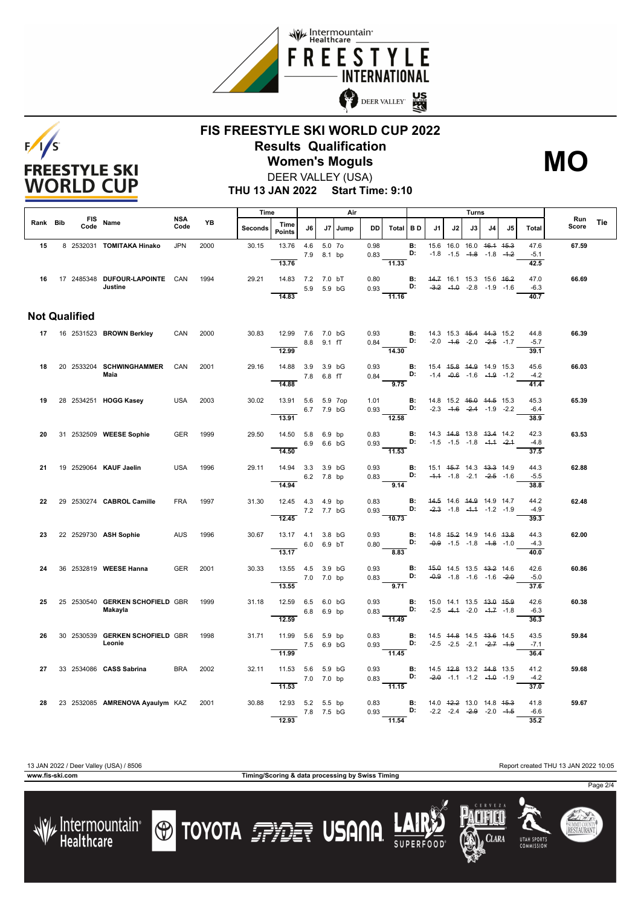# FIS FREESTYLE SKI WORLD CUP 2022

## Results Qualification

## Women's Moguls

DEER VALLEY (USA)

**THU 13 JAN 2022 Start Time: 9:10**

**MO**

| Rank | Bib | FIS Code | Name | NSA Code | YB | Time Seconds | Time Points | J6 | J7 | Jump | DD | Air Total | B D | J1 | J2 | J3 | J4 | J5 | Turns Total | Run Score | Tie |
|---|---|---|---|---|---|---|---|---|---|---|---|---|---|---|---|---|---|---|---|---|---|
| 15 | 8 | 2532031 | **TOMITAKA Hinako** | JPN | 2000 | 30.15 | 13.76 | 4.6 | 5.0 | 7o | 0.98 | | B: | 15.6 | 16.0 | 16.0 | ~~16.1~~ | ~~15.3~~ | 47.6 | **67.59** | |
| | | | | | | | | 7.9 | 8.1 | bp | 0.83 | | D: | -1.8 | -1.5 | ~~-1.8~~ | -1.8 | ~~-1.2~~ | -5.1 | | |
| | | | | | | | 13.76 | | | | | 11.33 | | | | | | | 42.5 | | |
| 16 | 17 | 2485348 | **DUFOUR-LAPOINTE** Justine | CAN | 1994 | 29.21 | 14.83 | 7.2 | 7.0 | bT | 0.80 | | B: | ~~14.7~~ | 16.1 | 15.3 | 15.6 | ~~16.2~~ | 47.0 | **66.69** | |
| | | | | | | | | 5.9 | 5.9 | bG | 0.93 | | D: | ~~-3.2~~ | ~~-1.0~~ | -2.8 | -1.9 | -1.6 | -6.3 | | |
| | | | | | | | 14.83 | | | | | 11.16 | | | | | | | 40.7 | | |

## Not Qualified

| Rank | Bib | FIS Code | Name | NSA Code | YB | Time Seconds | Time Points | J6 | J7 | Jump | DD | Air Total | B D | J1 | J2 | J3 | J4 | J5 | Turns Total | Run Score | Tie |
|---|---|---|---|---|---|---|---|---|---|---|---|---|---|---|---|---|---|---|---|---|---|
| 17 | 16 | 2531523 | **BROWN Berkley** | CAN | 2000 | 30.83 | 12.99 | 7.6 | 7.0 | bG | 0.93 | | B: | 14.3 | 15.3 | ~~15.4~~ | ~~14.3~~ | 15.2 | 44.8 | **66.39** | |
| | | | | | | | | 8.8 | 9.1 | fT | 0.84 | | D: | -2.0 | ~~-1.6~~ | -2.0 | ~~-2.5~~ | -1.7 | -5.7 | | |
| | | | | | | | 12.99 | | | | | 14.30 | | | | | | | 39.1 | | |
| 18 | 20 | 2533204 | **SCHWINGHAMMER** Maia | CAN | 2001 | 29.16 | 14.88 | 3.9 | 3.9 | bG | 0.93 | | B: | 15.4 | ~~15.8~~ | ~~14.9~~ | 14.9 | 15.3 | 45.6 | **66.03** | |
| | | | | | | | | 7.8 | 6.8 | fT | 0.84 | | D: | -1.4 | ~~-0.6~~ | -1.6 | ~~-1.9~~ | -1.2 | -4.2 | | |
| | | | | | | | 14.88 | | | | | 9.75 | | | | | | | 41.4 | | |
| 19 | 28 | 2534251 | **HOGG Kasey** | USA | 2003 | 30.02 | 13.91 | 5.6 | 5.9 | 7op | 1.01 | | B: | 14.8 | 15.2 | ~~16.0~~ | ~~14.5~~ | 15.3 | 45.3 | **65.39** | |
| | | | | | | | | 6.7 | 7.9 | bG | 0.93 | | D: | -2.3 | ~~-1.6~~ | ~~-2.4~~ | -1.9 | -2.2 | -6.4 | | |
| | | | | | | | 13.91 | | | | | 12.58 | | | | | | | 38.9 | | |
| 20 | 31 | 2532509 | **WEESE Sophie** | GER | 1999 | 29.50 | 14.50 | 5.8 | 6.9 | bp | 0.83 | | B: | 14.3 | ~~14.8~~ | 13.8 | ~~13.4~~ | 14.2 | 42.3 | **63.53** | |
| | | | | | | | | 6.9 | 6.6 | bG | 0.93 | | D: | -1.5 | -1.5 | -1.8 | ~~-1.1~~ | ~~-2.1~~ | -4.8 | | |
| | | | | | | | 14.50 | | | | | 11.53 | | | | | | | 37.5 | | |
| 21 | 19 | 2529064 | **KAUF Jaelin** | USA | 1996 | 29.11 | 14.94 | 3.3 | 3.9 | bG | 0.93 | | B: | 15.1 | ~~15.7~~ | 14.3 | ~~13.3~~ | 14.9 | 44.3 | **62.88** | |
| | | | | | | | | 6.2 | 7.8 | bp | 0.83 | | D: | ~~-1.1~~ | -1.8 | -2.1 | ~~-2.5~~ | -1.6 | -5.5 | | |
| | | | | | | | 14.94 | | | | | 9.14 | | | | | | | 38.8 | | |
| 22 | 29 | 2530274 | **CABROL Camille** | FRA | 1997 | 31.30 | 12.45 | 4.3 | 4.9 | bp | 0.83 | | B: | ~~14.5~~ | 14.6 | ~~14.9~~ | 14.9 | 14.7 | 44.2 | **62.48** | |
| | | | | | | | | 7.2 | 7.7 | bG | 0.93 | | D: | ~~-2.3~~ | -1.8 | ~~-1.1~~ | -1.2 | -1.9 | -4.9 | | |
| | | | | | | | 12.45 | | | | | 10.73 | | | | | | | 39.3 | | |
| 23 | 22 | 2529730 | **ASH Sophie** | AUS | 1996 | 30.67 | 13.17 | 4.1 | 3.8 | bG | 0.93 | | B: | 14.8 | ~~15.2~~ | 14.9 | 14.6 | ~~13.8~~ | 44.3 | **62.00** | |
| | | | | | | | | 6.0 | 6.9 | bT | 0.80 | | D: | ~~-0.9~~ | -1.5 | -1.8 | ~~-1.8~~ | -1.0 | -4.3 | | |
| | | | | | | | 13.17 | | | | | 8.83 | | | | | | | 40.0 | | |
| 24 | 36 | 2532819 | **WEESE Hanna** | GER | 2001 | 30.33 | 13.55 | 4.5 | 3.9 | bG | 0.93 | | B: | ~~15.0~~ | 14.5 | 13.5 | ~~13.2~~ | 14.6 | 42.6 | **60.86** | |
| | | | | | | | | 7.0 | 7.0 | bp | 0.83 | | D: | ~~-0.9~~ | -1.8 | -1.6 | -1.6 | ~~-2.0~~ | -5.0 | | |
| | | | | | | | 13.55 | | | | | 9.71 | | | | | | | 37.6 | | |
| 25 | 25 | 2530540 | **GERKEN SCHOFIELD** Makayla | GBR | 1999 | 31.18 | 12.59 | 6.5 | 6.0 | bG | 0.93 | | B: | 15.0 | 14.1 | 13.5 | ~~13.0~~ | ~~15.9~~ | 42.6 | **60.38** | |
| | | | | | | | | 6.8 | 6.9 | bp | 0.83 | | D: | -2.5 | ~~-4.1~~ | -2.0 | ~~-1.7~~ | -1.8 | -6.3 | | |
| | | | | | | | 12.59 | | | | | 11.49 | | | | | | | 36.3 | | |
| 26 | 30 | 2530539 | **GERKEN SCHOFIELD** Leonie | GBR | 1998 | 31.71 | 11.99 | 5.6 | 5.9 | bp | 0.83 | | B: | 14.5 | ~~14.8~~ | 14.5 | ~~13.6~~ | 14.5 | 43.5 | **59.84** | |
| | | | | | | | | 7.5 | 6.9 | bG | 0.93 | | D: | -2.5 | -2.5 | -2.1 | ~~-2.7~~ | ~~-1.9~~ | -7.1 | | |
| | | | | | | | 11.99 | | | | | 11.45 | | | | | | | 36.4 | | |
| 27 | 33 | 2534086 | **CASS Sabrina** | BRA | 2002 | 32.11 | 11.53 | 5.6 | 5.9 | bG | 0.93 | | B: | 14.5 | ~~12.8~~ | 13.2 | ~~14.8~~ | 13.5 | 41.2 | **59.68** | |
| | | | | | | | | 7.0 | 7.0 | bp | 0.83 | | D: | ~~-2.0~~ | -1.1 | -1.2 | ~~-1.0~~ | -1.9 | -4.2 | | |
| | | | | | | | 11.53 | | | | | 11.15 | | | | | | | 37.0 | | |
| 28 | 23 | 2532085 | **AMRENOVA Ayaulym** | KAZ | 2001 | 30.88 | 12.93 | 5.2 | 5.5 | bp | 0.83 | | B: | 14.0 | ~~12.2~~ | 13.0 | 14.8 | ~~15.3~~ | 41.8 | **59.67** | |
| | | | | | | | | 7.8 | 7.5 | bG | 0.93 | | D: | -2.2 | -2.4 | ~~-2.9~~ | -2.0 | ~~-1.5~~ | -6.6 | | |
| | | | | | | | 12.93 | | | | | 11.54 | | | | | | | 35.2 | | |

13 JAN 2022 / Deer Valley (USA) / 8506 — Report created THU 13 JAN 2022 10:05

www.fis-ski.com — Timing/Scoring & data processing by Swiss Timing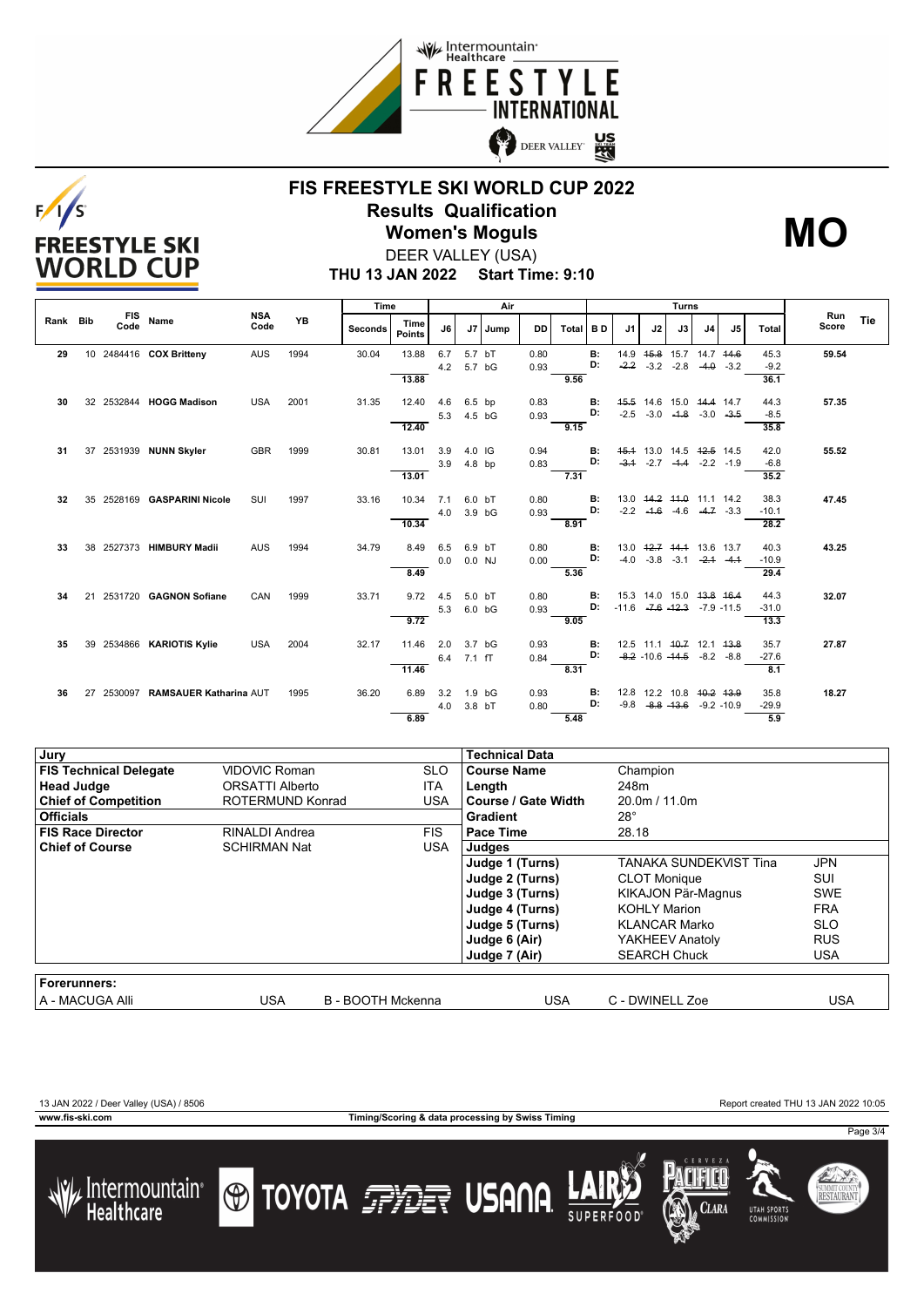# FIS FREESTYLE SKI WORLD CUP 2022

## Results Qualification

## Women's Moguls

**MO**

DEER VALLEY (USA)

**THU 13 JAN 2022 Start Time: 9:10**

| Rank | Bib | FIS Code | Name | NSA Code | YB | Time Seconds | Time Points | J6 | J7 | Jump | DD | Air Total | B D | J1 | J2 | J3 | J4 | J5 | Turns Total | Run Score | Tie |
|---|---|---|---|---|---|---|---|---|---|---|---|---|---|---|---|---|---|---|---|---|---|
| 29 | 10 | 2484416 | **COX Britteny** | AUS | 1994 | 30.04 | 13.88 | 6.7 | 5.7 | bT | 0.80 | | B: | 14.9 | ~~15.8~~ | 15.7 | 14.7 | ~~14.6~~ | 45.3 | **59.54** | |
| | | | | | | | | 4.2 | 5.7 | bG | 0.93 | | D: | ~~-2.2~~ | -3.2 | -2.8 | ~~-4.0~~ | -3.2 | -9.2 | | |
| | | | | | | | 13.88 | | | | | 9.56 | | | | | | | 36.1 | | |
| 30 | 32 | 2532844 | **HOGG Madison** | USA | 2001 | 31.35 | 12.40 | 4.6 | 6.5 | bp | 0.83 | | B: | ~~15.5~~ | 14.6 | 15.0 | ~~14.4~~ | 14.7 | 44.3 | **57.35** | |
| | | | | | | | | 5.3 | 4.5 | bG | 0.93 | | D: | -2.5 | -3.0 | ~~-1.8~~ | -3.0 | ~~-3.5~~ | -8.5 | | |
| | | | | | | | 12.40 | | | | | 9.15 | | | | | | | 35.8 | | |
| 31 | 37 | 2531939 | **NUNN Skyler** | GBR | 1999 | 30.81 | 13.01 | 3.9 | 4.0 | IG | 0.94 | | B: | ~~15.1~~ | 13.0 | 14.5 | ~~12.5~~ | 14.5 | 42.0 | **55.52** | |
| | | | | | | | | 3.9 | 4.8 | bp | 0.83 | | D: | ~~-3.1~~ | -2.7 | ~~-1.4~~ | -2.2 | -1.9 | -6.8 | | |
| | | | | | | | 13.01 | | | | | 7.31 | | | | | | | 35.2 | | |
| 32 | 35 | 2528169 | **GASPARINI Nicole** | SUI | 1997 | 33.16 | 10.34 | 7.1 | 6.0 | bT | 0.80 | | B: | 13.0 | ~~14.2~~ | ~~11.0~~ | 11.1 | 14.2 | 38.3 | **47.45** | |
| | | | | | | | | 4.0 | 3.9 | bG | 0.93 | | D: | -2.2 | ~~-1.6~~ | -4.6 | ~~-4.7~~ | -3.3 | -10.1 | | |
| | | | | | | | 10.34 | | | | | 8.91 | | | | | | | 28.2 | | |
| 33 | 38 | 2527373 | **HIMBURY Madii** | AUS | 1994 | 34.79 | 8.49 | 6.5 | 6.9 | bT | 0.80 | | B: | 13.0 | ~~12.7~~ | ~~14.1~~ | 13.6 | 13.7 | 40.3 | **43.25** | |
| | | | | | | | | 0.0 | 0.0 | NJ | 0.00 | | D: | -4.0 | -3.8 | -3.1 | ~~-2.1~~ | ~~-4.1~~ | -10.9 | | |
| | | | | | | | 8.49 | | | | | 5.36 | | | | | | | 29.4 | | |
| 34 | 21 | 2531720 | **GAGNON Sofiane** | CAN | 1999 | 33.71 | 9.72 | 4.5 | 5.0 | bT | 0.80 | | B: | 15.3 | 14.0 | 15.0 | ~~13.8~~ | ~~16.4~~ | 44.3 | **32.07** | |
| | | | | | | | | 5.3 | 6.0 | bG | 0.93 | | D: | -11.6 | ~~-7.6~~ | ~~-12.3~~ | -7.9 | -11.5 | -31.0 | | |
| | | | | | | | 9.72 | | | | | 9.05 | | | | | | | 13.3 | | |
| 35 | 39 | 2534866 | **KARIOTIS Kylie** | USA | 2004 | 32.17 | 11.46 | 2.0 | 3.7 | bG | 0.93 | | B: | 12.5 | 11.1 | ~~10.7~~ | 12.1 | ~~13.8~~ | 35.7 | **27.87** | |
| | | | | | | | | 6.4 | 7.1 | fT | 0.84 | | D: | ~~-8.2~~ | -10.6 | ~~-14.5~~ | -8.2 | -8.8 | -27.6 | | |
| | | | | | | | 11.46 | | | | | 8.31 | | | | | | | 8.1 | | |
| 36 | 27 | 2530097 | **RAMSAUER Katharina** | AUT | 1995 | 36.20 | 6.89 | 3.2 | 1.9 | bG | 0.93 | | B: | 12.8 | 12.2 | 10.8 | ~~10.2~~ | ~~13.9~~ | 35.8 | **18.27** | |
| | | | | | | | | 4.0 | 3.8 | bT | 0.80 | | D: | -9.8 | ~~-8.8~~ | ~~-13.6~~ | -9.2 | -10.9 | -29.9 | | |
| | | | | | | | 6.89 | | | | | 5.48 | | | | | | | 5.9 | | |

| Jury | | |
|---|---|---|
| **FIS Technical Delegate** | VIDOVIC Roman | SLO |
| **Head Judge** | ORSATTI Alberto | ITA |
| **Chief of Competition** | ROTERMUND Konrad | USA |
| **Officials** | | |
| **FIS Race Director** | RINALDI Andrea | FIS |
| **Chief of Course** | SCHIRMAN Nat | USA |

| Technical Data | | |
|---|---|---|
| **Course Name** | Champion | |
| **Length** | 248m | |
| **Course / Gate Width** | 20.0m / 11.0m | |
| **Gradient** | 28° | |
| **Pace Time** | 28.18 | |
| **Judges** | | |
| **Judge 1 (Turns)** | TANAKA SUNDEKVIST Tina | JPN |
| **Judge 2 (Turns)** | CLOT Monique | SUI |
| **Judge 3 (Turns)** | KIKAJON Pär-Magnus | SWE |
| **Judge 4 (Turns)** | KOHLY Marion | FRA |
| **Judge 5 (Turns)** | KLANCAR Marko | SLO |
| **Judge 6 (Air)** | YAKHEEV Anatoly | RUS |
| **Judge 7 (Air)** | SEARCH Chuck | USA |

**Forerunners:**

| A - MACUGA Alli | USA | B - BOOTH Mckenna | USA | C - DWINELL Zoe | USA |
|---|---|---|---|---|---|

13 JAN 2022 / Deer Valley (USA) / 8506 — Report created THU 13 JAN 2022 10:05

www.fis-ski.com — Timing/Scoring & data processing by Swiss Timing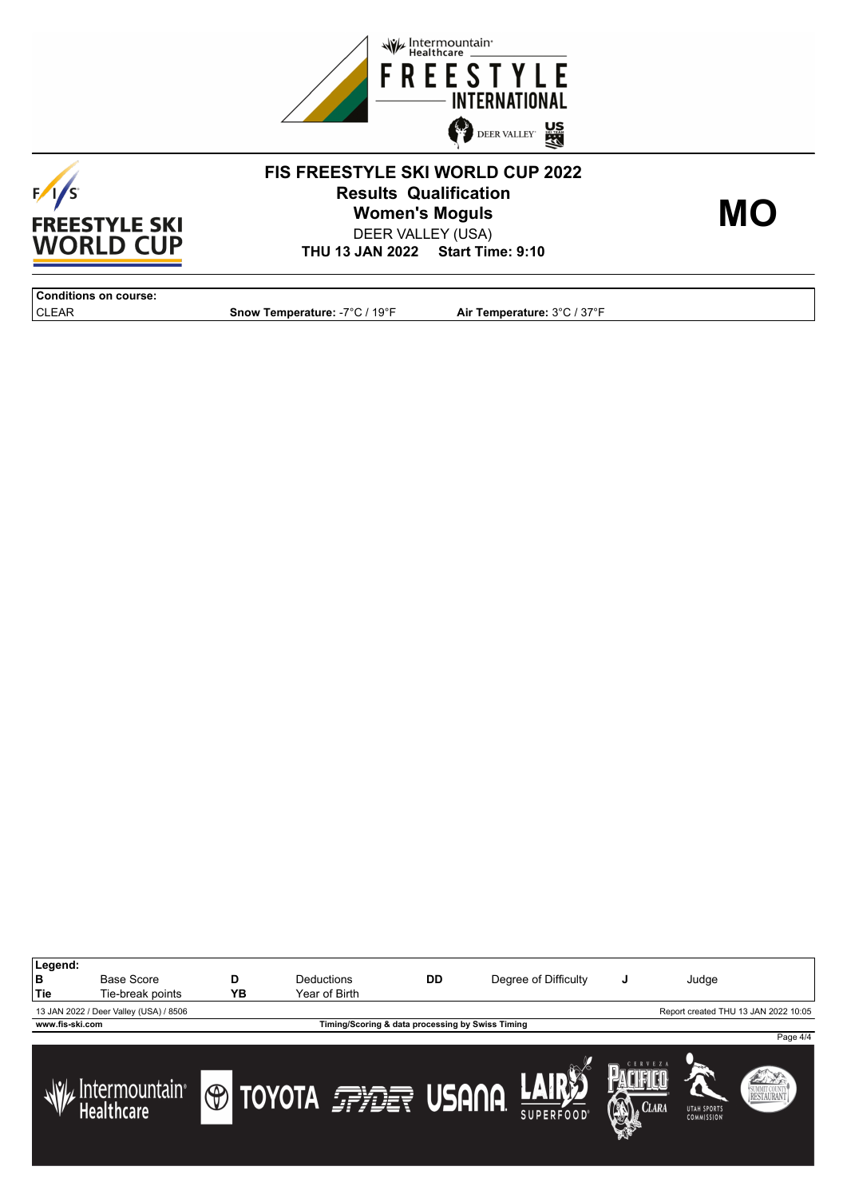# FIS FREESTYLE SKI WORLD CUP 2022

## Results Qualification

## Women's Moguls

DEER VALLEY (USA)

**THU 13 JAN 2022 Start Time: 9:10**

**MO**

| **Conditions on course:** | | |
| --- | --- | --- |
| CLEAR | **Snow Temperature:** -7°C / 19°F | **Air Temperature:** 3°C / 37°F |

**Legend:**

| | | | | | | | |
| --- | --- | --- | --- | --- | --- | --- | --- |
| **B** | Base Score | **D** | Deductions | **DD** | Degree of Difficulty | **J** | Judge |
| **Tie** | Tie-break points | **YB** | Year of Birth | | | | |

13 JAN 2022 / Deer Valley (USA) / 8506

Report created THU 13 JAN 2022 10:05

**www.fis-ski.com**

**Timing/Scoring & data processing by Swiss Timing**